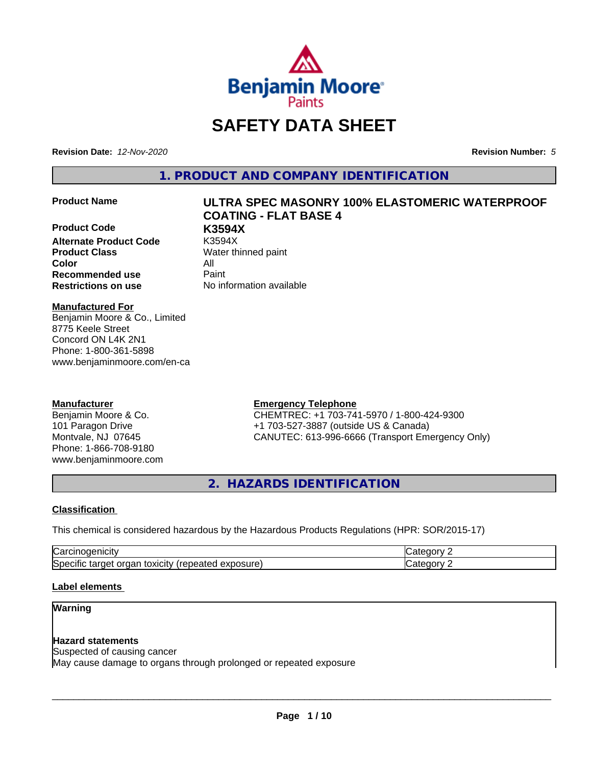# SAFETY DATA SHEET

**Revision Date:** *12-Nov-2020*

**Revision Number:** *5*

## 1. PRODUCT AND COMPANY IDENTIFICATION

**Product Name** **ULTRA SPEC MASONRY 100% ELASTOMERIC WATERPROOF COATING - FLAT BASE 4**

**Product Code** **K3594X**

**Alternate Product Code** K3594X

**Product Class** Water thinned paint

**Color** All

**Recommended use** Paint

**Restrictions on use** No information available

**Manufactured For**
Benjamin Moore & Co., Limited
8775 Keele Street
Concord ON L4K 2N1
Phone: 1-800-361-5898
www.benjaminmoore.com/en-ca

**Manufacturer**
Benjamin Moore & Co.
101 Paragon Drive
Montvale, NJ 07645
Phone: 1-866-708-9180
www.benjaminmoore.com

**Emergency Telephone**
CHEMTREC: +1 703-741-5970 / 1-800-424-9300
+1 703-527-3887 (outside US & Canada)
CANUTEC: 613-996-6666 (Transport Emergency Only)

## 2. HAZARDS IDENTIFICATION

### Classification

This chemical is considered hazardous by the Hazardous Products Regulations (HPR: SOR/2015-17)

| | |
|---|---|
| Carcinogenicity | Category 2 |
| Specific target organ toxicity (repeated exposure) | Category 2 |

### Label elements

**Warning**

**Hazard statements**
Suspected of causing cancer
May cause damage to organs through prolonged or repeated exposure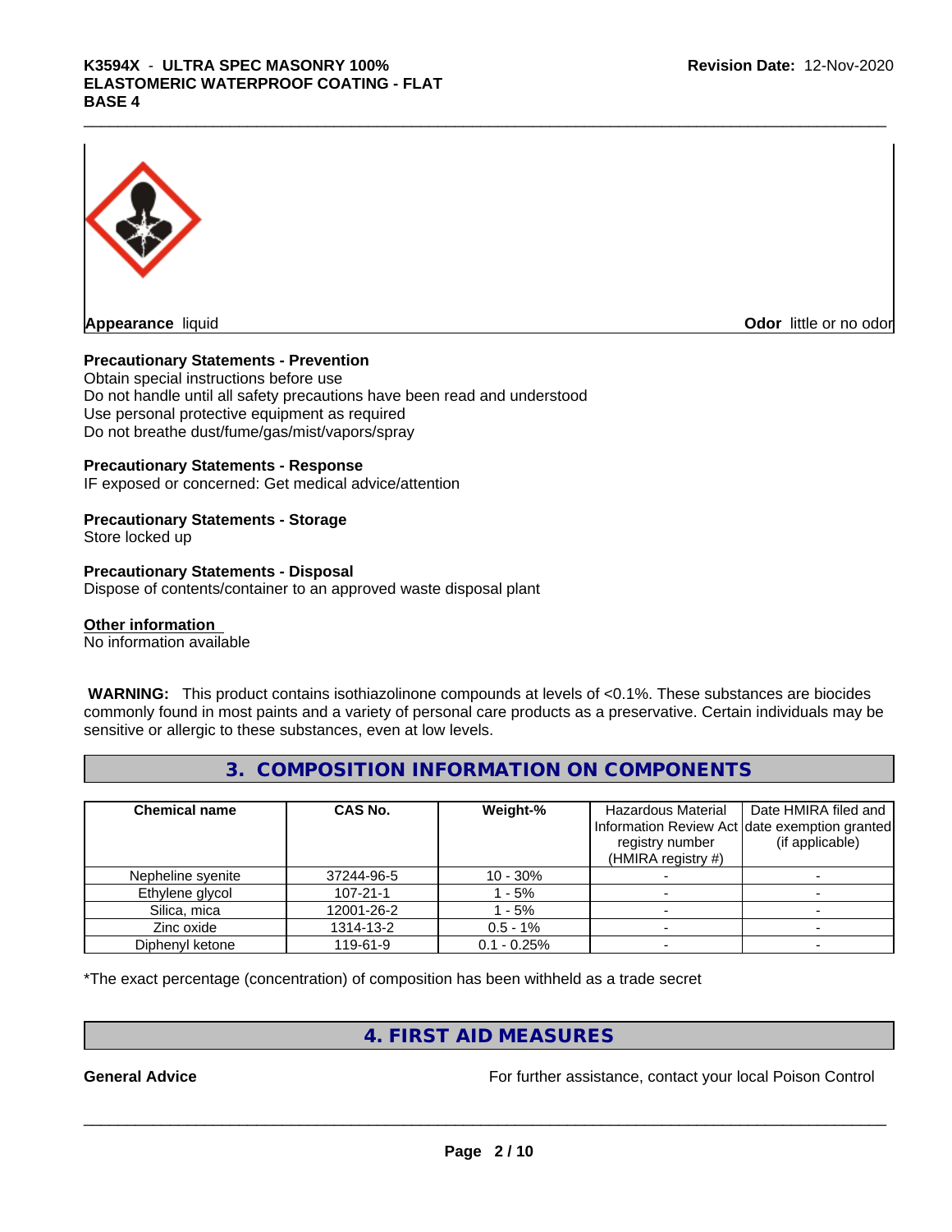**Appearance** liquid **Odor** little or no odor

**Precautionary Statements - Prevention**

Obtain special instructions before use
Do not handle until all safety precautions have been read and understood
Use personal protective equipment as required
Do not breathe dust/fume/gas/mist/vapors/spray

**Precautionary Statements - Response**

IF exposed or concerned: Get medical advice/attention

**Precautionary Statements - Storage**

Store locked up

**Precautionary Statements - Disposal**

Dispose of contents/container to an approved waste disposal plant

**Other information**

No information available

**WARNING:** This product contains isothiazolinone compounds at levels of <0.1%. These substances are biocides commonly found in most paints and a variety of personal care products as a preservative. Certain individuals may be sensitive or allergic to these substances, even at low levels.

## 3. COMPOSITION INFORMATION ON COMPONENTS

| Chemical name | CAS No. | Weight-% | Hazardous Material Information Review Act registry number (HMIRA registry #) | Date HMIRA filed and date exemption granted (if applicable) |
|---|---|---|---|---|
| Nepheline syenite | 37244-96-5 | 10 - 30% | - | - |
| Ethylene glycol | 107-21-1 | 1 - 5% | - | - |
| Silica, mica | 12001-26-2 | 1 - 5% | - | - |
| Zinc oxide | 1314-13-2 | 0.5 - 1% | - | - |
| Diphenyl ketone | 119-61-9 | 0.1 - 0.25% | - | - |

*The exact percentage (concentration) of composition has been withheld as a trade secret

## 4. FIRST AID MEASURES

**General Advice** For further assistance, contact your local Poison Control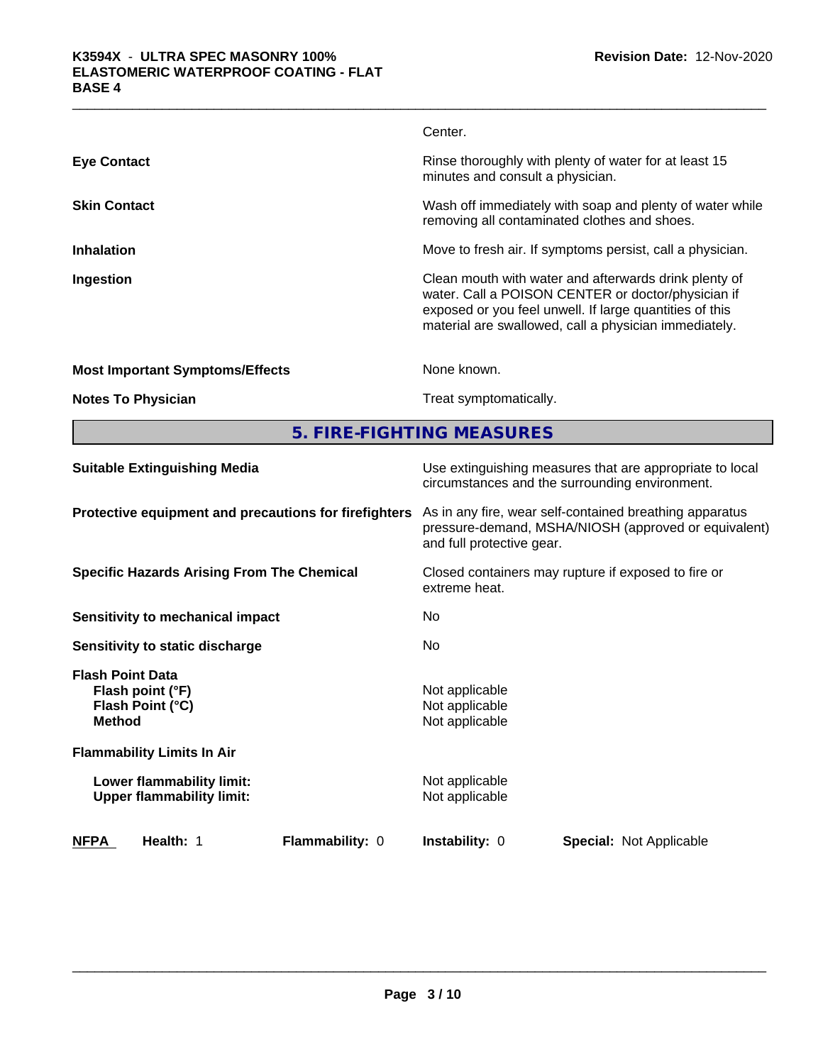Center.

**Eye Contact** Rinse thoroughly with plenty of water for at least 15 minutes and consult a physician.

**Skin Contact** Wash off immediately with soap and plenty of water while removing all contaminated clothes and shoes.

**Inhalation** Move to fresh air. If symptoms persist, call a physician.

**Ingestion** Clean mouth with water and afterwards drink plenty of water. Call a POISON CENTER or doctor/physician if exposed or you feel unwell. If large quantities of this material are swallowed, call a physician immediately.

**Most Important Symptoms/Effects** None known.

**Notes To Physician** Treat symptomatically.

## 5. FIRE-FIGHTING MEASURES

**Suitable Extinguishing Media** Use extinguishing measures that are appropriate to local circumstances and the surrounding environment.

**Protective equipment and precautions for firefighters** As in any fire, wear self-contained breathing apparatus pressure-demand, MSHA/NIOSH (approved or equivalent) and full protective gear.

**Specific Hazards Arising From The Chemical** Closed containers may rupture if exposed to fire or extreme heat.

**Sensitivity to mechanical impact** No

**Sensitivity to static discharge** No

**Flash Point Data**
**Flash point (°F)** Not applicable
**Flash Point (°C)** Not applicable
**Method** Not applicable

**Flammability Limits In Air**

**Lower flammability limit:** Not applicable
**Upper flammability limit:** Not applicable

| NFPA | Health: 1 | Flammability: 0 | Instability: 0 | Special: Not Applicable |
|---|---|---|---|---|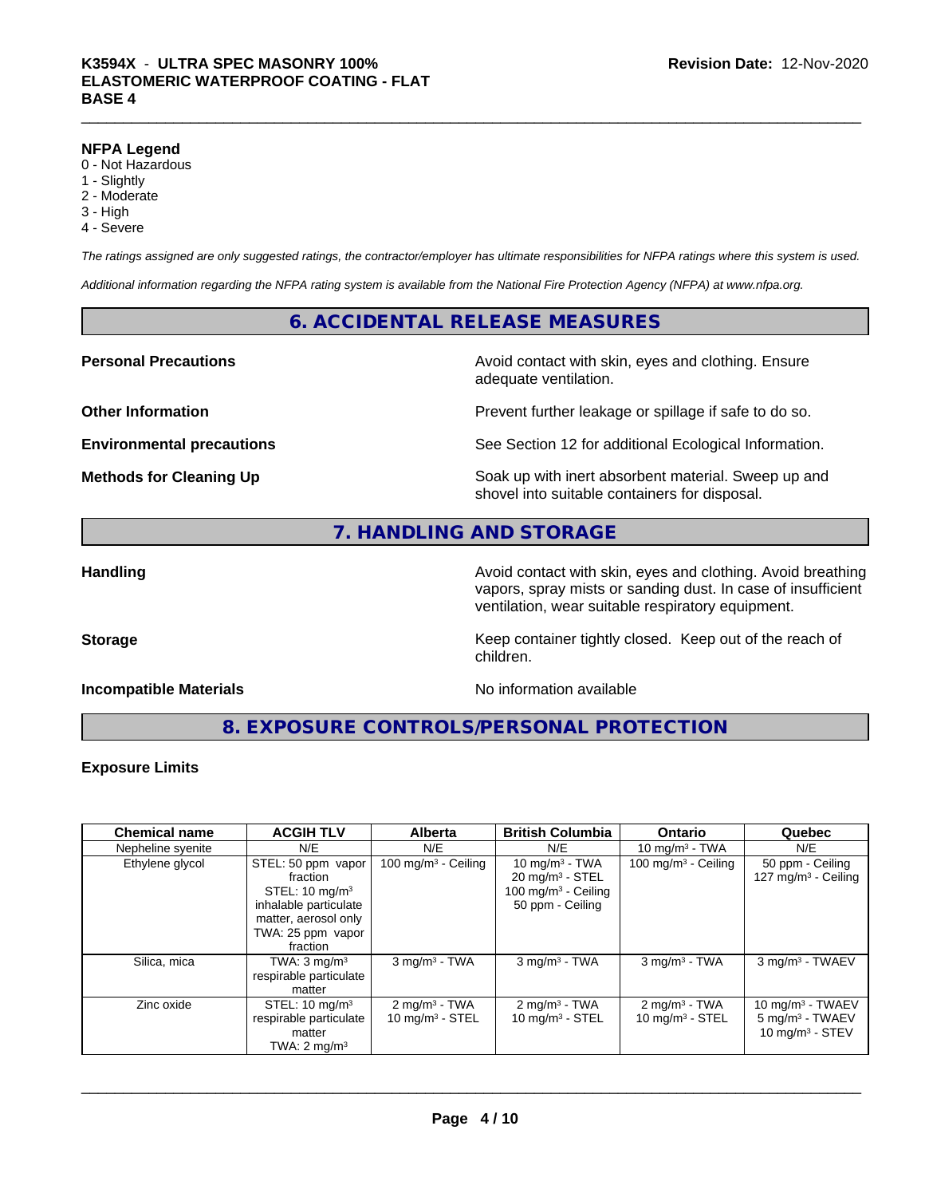**NFPA Legend**

- 0 - Not Hazardous
- 1 - Slightly
- 2 - Moderate
- 3 - High
- 4 - Severe

*The ratings assigned are only suggested ratings, the contractor/employer has ultimate responsibilities for NFPA ratings where this system is used.*

*Additional information regarding the NFPA rating system is available from the National Fire Protection Agency (NFPA) at www.nfpa.org.*

## 6. ACCIDENTAL RELEASE MEASURES

**Personal Precautions**: Avoid contact with skin, eyes and clothing. Ensure adequate ventilation.

**Other Information**: Prevent further leakage or spillage if safe to do so.

**Environmental precautions**: See Section 12 for additional Ecological Information.

**Methods for Cleaning Up**: Soak up with inert absorbent material. Sweep up and shovel into suitable containers for disposal.

## 7. HANDLING AND STORAGE

**Handling**: Avoid contact with skin, eyes and clothing. Avoid breathing vapors, spray mists or sanding dust. In case of insufficient ventilation, wear suitable respiratory equipment.

**Storage**: Keep container tightly closed. Keep out of the reach of children.

**Incompatible Materials**: No information available

## 8. EXPOSURE CONTROLS/PERSONAL PROTECTION

**Exposure Limits**

| Chemical name | ACGIH TLV | Alberta | British Columbia | Ontario | Quebec |
|---|---|---|---|---|---|
| Nepheline syenite | N/E | N/E | N/E | 10 mg/m³ - TWA | N/E |
| Ethylene glycol | STEL: 50 ppm vapor fraction<br>STEL: 10 mg/m³ inhalable particulate matter, aerosol only<br>TWA: 25 ppm vapor fraction | 100 mg/m³ - Ceiling | 10 mg/m³ - TWA<br>20 mg/m³ - STEL<br>100 mg/m³ - Ceiling<br>50 ppm - Ceiling | 100 mg/m³ - Ceiling | 50 ppm - Ceiling<br>127 mg/m³ - Ceiling |
| Silica, mica | TWA: 3 mg/m³ respirable particulate matter | 3 mg/m³ - TWA | 3 mg/m³ - TWA | 3 mg/m³ - TWA | 3 mg/m³ - TWAEV |
| Zinc oxide | STEL: 10 mg/m³ respirable particulate matter<br>TWA: 2 mg/m³ | 2 mg/m³ - TWA<br>10 mg/m³ - STEL | 2 mg/m³ - TWA<br>10 mg/m³ - STEL | 2 mg/m³ - TWA<br>10 mg/m³ - STEL | 10 mg/m³ - TWAEV<br>5 mg/m³ - TWAEV<br>10 mg/m³ - STEV |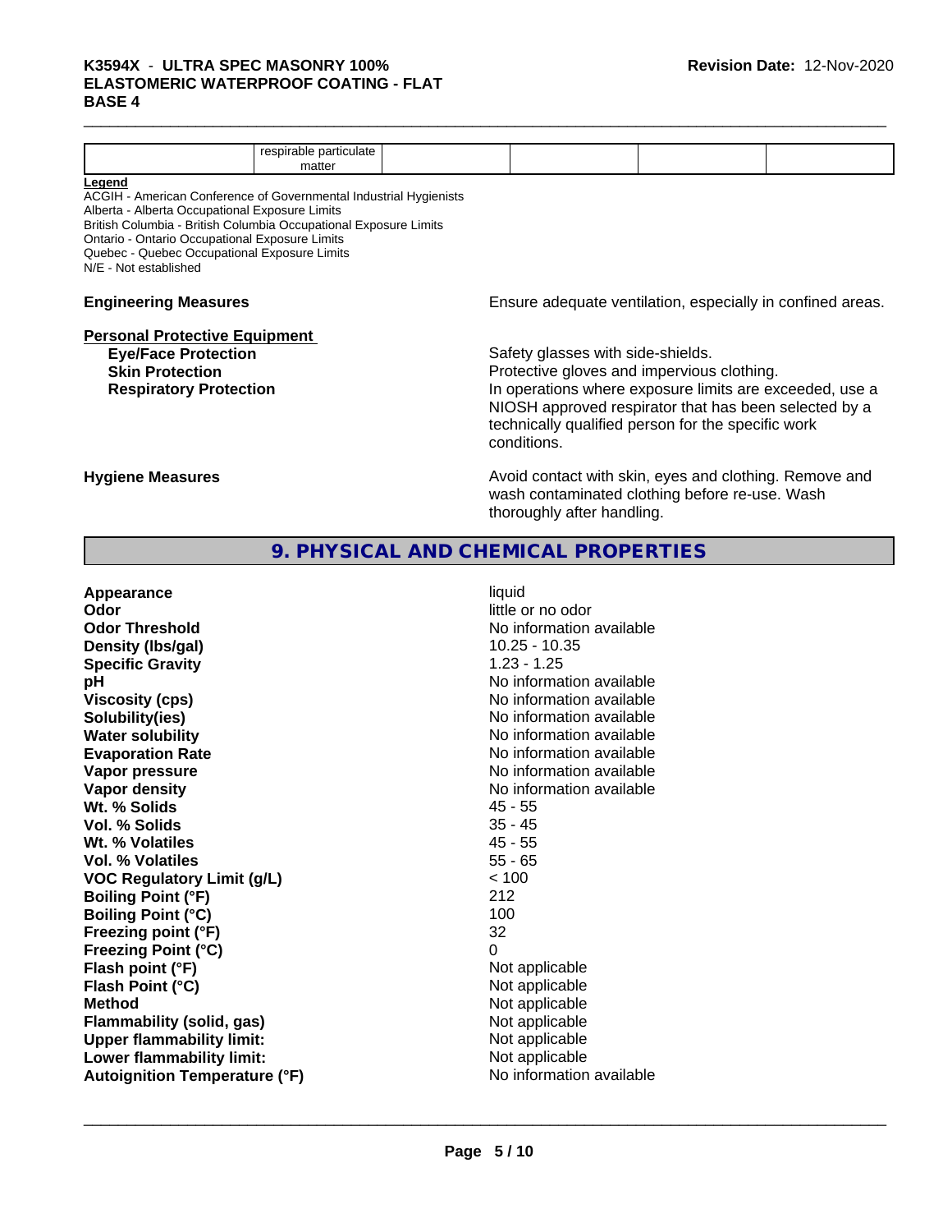|  | respirable particulate matter |  |  |  |  |
|---|---|---|---|---|---|

**Legend**
ACGIH - American Conference of Governmental Industrial Hygienists
Alberta - Alberta Occupational Exposure Limits
British Columbia - British Columbia Occupational Exposure Limits
Ontario - Ontario Occupational Exposure Limits
Quebec - Quebec Occupational Exposure Limits
N/E - Not established

**Engineering Measures** Ensure adequate ventilation, especially in confined areas.

**Personal Protective Equipment**

**Eye/Face Protection** Safety glasses with side-shields.

**Skin Protection** Protective gloves and impervious clothing.

**Respiratory Protection** In operations where exposure limits are exceeded, use a NIOSH approved respirator that has been selected by a technically qualified person for the specific work conditions.

**Hygiene Measures** Avoid contact with skin, eyes and clothing. Remove and wash contaminated clothing before re-use. Wash thoroughly after handling.

## 9. PHYSICAL AND CHEMICAL PROPERTIES

| | |
|---|---|
| **Appearance** | liquid |
| **Odor** | little or no odor |
| **Odor Threshold** | No information available |
| **Density (lbs/gal)** | 10.25 - 10.35 |
| **Specific Gravity** | 1.23 - 1.25 |
| **pH** | No information available |
| **Viscosity (cps)** | No information available |
| **Solubility(ies)** | No information available |
| **Water solubility** | No information available |
| **Evaporation Rate** | No information available |
| **Vapor pressure** | No information available |
| **Vapor density** | No information available |
| **Wt. % Solids** | 45 - 55 |
| **Vol. % Solids** | 35 - 45 |
| **Wt. % Volatiles** | 45 - 55 |
| **Vol. % Volatiles** | 55 - 65 |
| **VOC Regulatory Limit (g/L)** | < 100 |
| **Boiling Point (°F)** | 212 |
| **Boiling Point (°C)** | 100 |
| **Freezing point (°F)** | 32 |
| **Freezing Point (°C)** | 0 |
| **Flash point (°F)** | Not applicable |
| **Flash Point (°C)** | Not applicable |
| **Method** | Not applicable |
| **Flammability (solid, gas)** | Not applicable |
| **Upper flammability limit:** | Not applicable |
| **Lower flammability limit:** | Not applicable |
| **Autoignition Temperature (°F)** | No information available |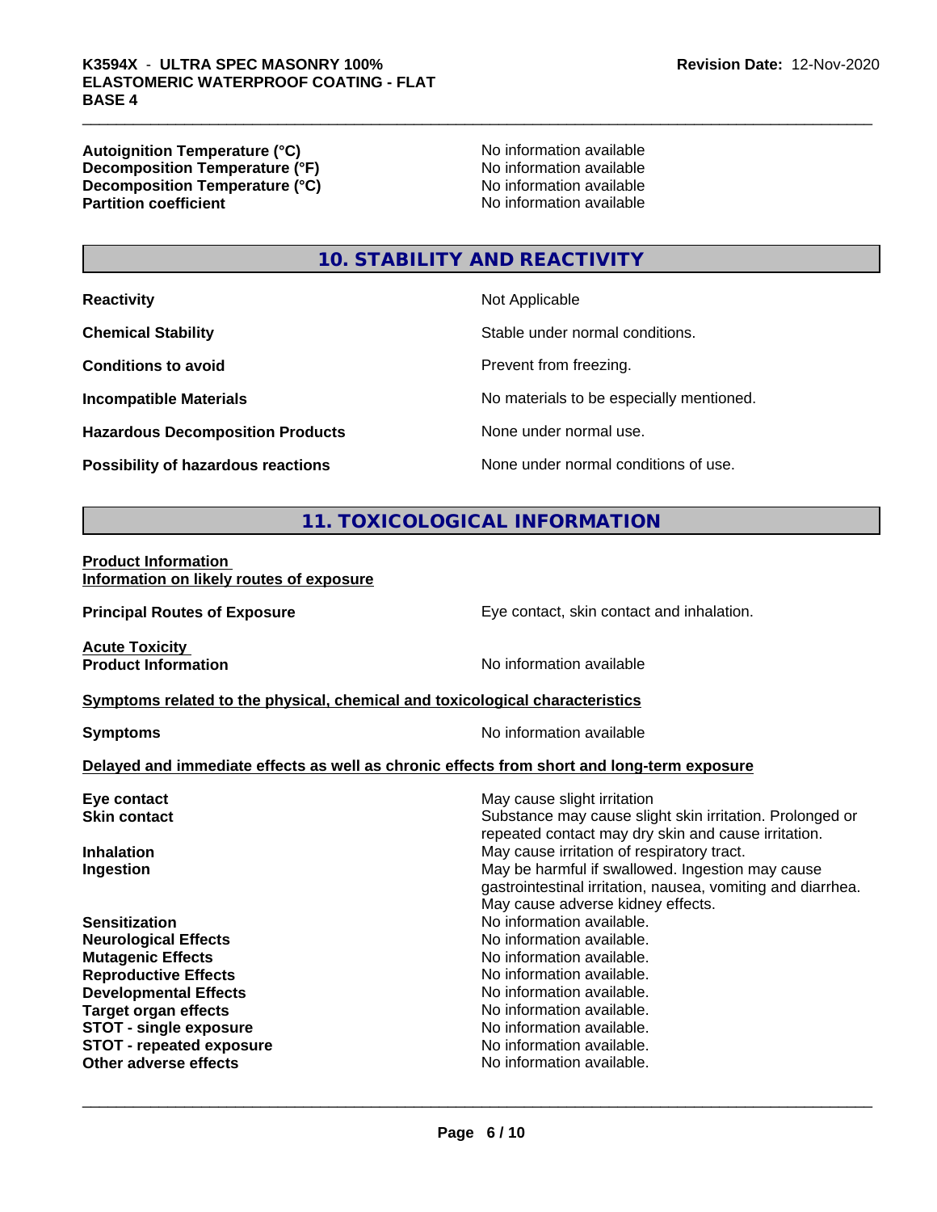| | |
|---|---|
| **Autoignition Temperature (°C)** | No information available |
| **Decomposition Temperature (°F)** | No information available |
| **Decomposition Temperature (°C)** | No information available |
| **Partition coefficient** | No information available |

## 10. STABILITY AND REACTIVITY

| | |
|---|---|
| **Reactivity** | Not Applicable |
| **Chemical Stability** | Stable under normal conditions. |
| **Conditions to avoid** | Prevent from freezing. |
| **Incompatible Materials** | No materials to be especially mentioned. |
| **Hazardous Decomposition Products** | None under normal use. |
| **Possibility of hazardous reactions** | None under normal conditions of use. |

## 11. TOXICOLOGICAL INFORMATION

**Product Information**
**Information on likely routes of exposure**

| | |
|---|---|
| **Principal Routes of Exposure** | Eye contact, skin contact and inhalation. |

**Acute Toxicity**

| | |
|---|---|
| **Product Information** | No information available |

**Symptoms related to the physical, chemical and toxicological characteristics**

| | |
|---|---|
| **Symptoms** | No information available |

**Delayed and immediate effects as well as chronic effects from short and long-term exposure**

| | |
|---|---|
| **Eye contact** | May cause slight irritation |
| **Skin contact** | Substance may cause slight skin irritation. Prolonged or repeated contact may dry skin and cause irritation. |
| **Inhalation** | May cause irritation of respiratory tract. |
| **Ingestion** | May be harmful if swallowed. Ingestion may cause gastrointestinal irritation, nausea, vomiting and diarrhea. May cause adverse kidney effects. |
| **Sensitization** | No information available. |
| **Neurological Effects** | No information available. |
| **Mutagenic Effects** | No information available. |
| **Reproductive Effects** | No information available. |
| **Developmental Effects** | No information available. |
| **Target organ effects** | No information available. |
| **STOT - single exposure** | No information available. |
| **STOT - repeated exposure** | No information available. |
| **Other adverse effects** | No information available. |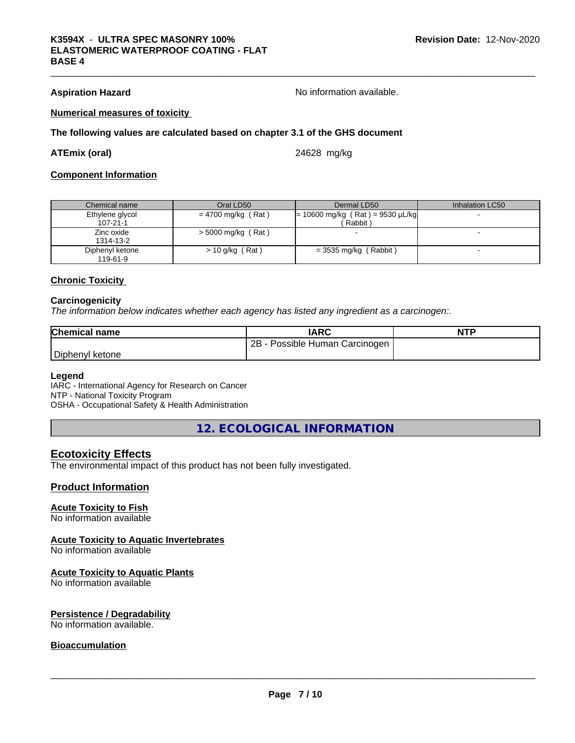**Aspiration Hazard** No information available.

**Numerical measures of toxicity**

**The following values are calculated based on chapter 3.1 of the GHS document**

**ATEmix (oral)** 24628 mg/kg

**Component Information**

| Chemical name | Oral LD50 | Dermal LD50 | Inhalation LC50 |
|---|---|---|---|
| Ethylene glycol<br>107-21-1 | = 4700 mg/kg ( Rat ) | = 10600 mg/kg ( Rat ) = 9530 µL/kg ( Rabbit ) | - |
| Zinc oxide<br>1314-13-2 | > 5000 mg/kg ( Rat ) | - | - |
| Diphenyl ketone<br>119-61-9 | > 10 g/kg ( Rat ) | = 3535 mg/kg ( Rabbit ) | - |

**Chronic Toxicity**

**Carcinogenicity**

*The information below indicates whether each agency has listed any ingredient as a carcinogen:.*

| Chemical name | IARC | NTP |
|---|---|---|
| Diphenyl ketone | 2B - Possible Human Carcinogen | |

**Legend**

IARC - International Agency for Research on Cancer
NTP - National Toxicity Program
OSHA - Occupational Safety & Health Administration

# 12. ECOLOGICAL INFORMATION

## Ecotoxicity Effects

The environmental impact of this product has not been fully investigated.

## Product Information

**Acute Toxicity to Fish**
No information available

**Acute Toxicity to Aquatic Invertebrates**
No information available

**Acute Toxicity to Aquatic Plants**
No information available

**Persistence / Degradability**
No information available.

**Bioaccumulation**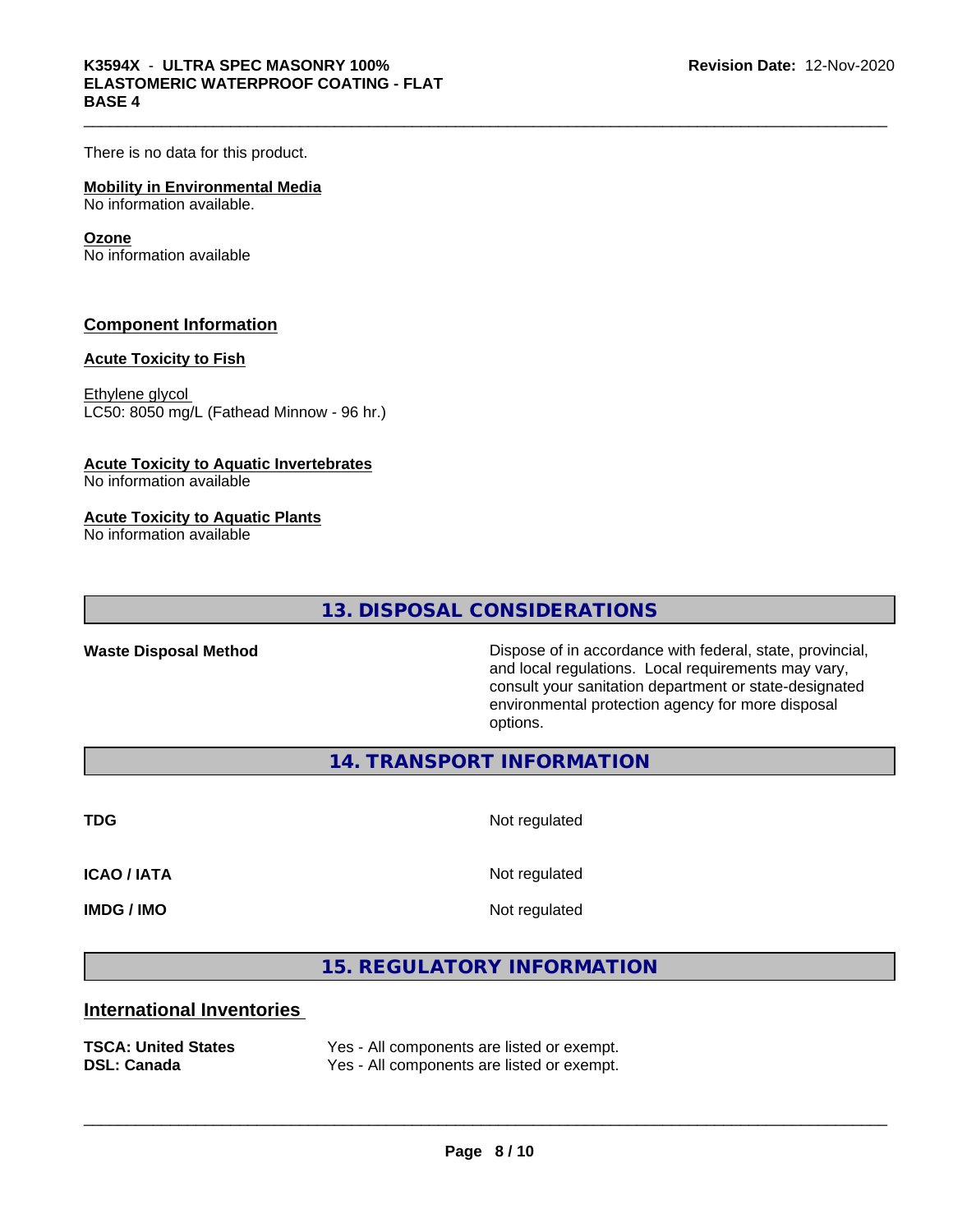There is no data for this product.

**Mobility in Environmental Media**
No information available.

**Ozone**
No information available

## Component Information

**Acute Toxicity to Fish**

Ethylene glycol
LC50: 8050 mg/L (Fathead Minnow - 96 hr.)

**Acute Toxicity to Aquatic Invertebrates**
No information available

**Acute Toxicity to Aquatic Plants**
No information available

## 13. DISPOSAL CONSIDERATIONS

| | |
|---|---|
| **Waste Disposal Method** | Dispose of in accordance with federal, state, provincial, and local regulations. Local requirements may vary, consult your sanitation department or state-designated environmental protection agency for more disposal options. |

## 14. TRANSPORT INFORMATION

| | |
|---|---|
| **TDG** | Not regulated |
| **ICAO / IATA** | Not regulated |
| **IMDG / IMO** | Not regulated |

## 15. REGULATORY INFORMATION

## International Inventories

| | |
|---|---|
| **TSCA: United States** | Yes - All components are listed or exempt. |
| **DSL: Canada** | Yes - All components are listed or exempt. |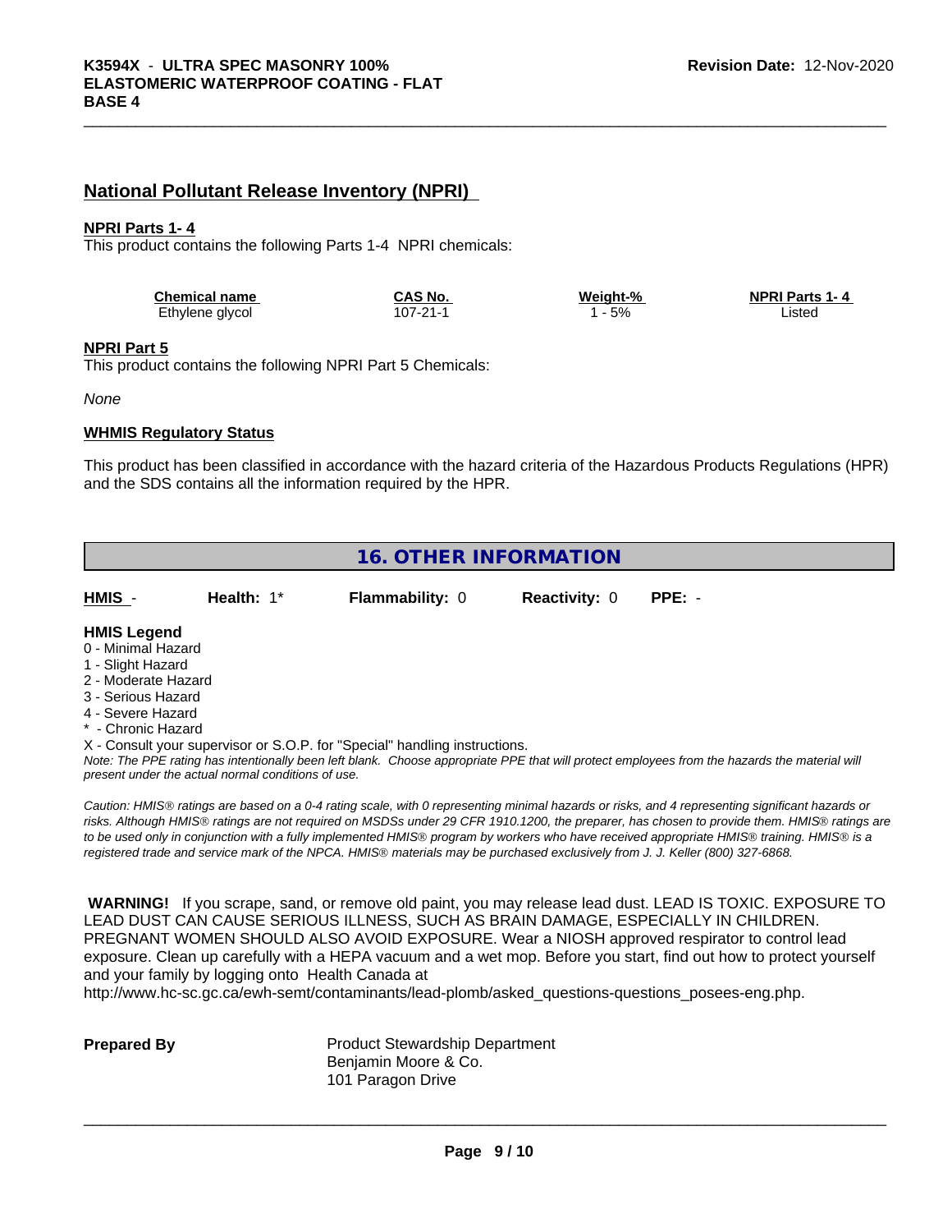## National Pollutant Release Inventory (NPRI)

**NPRI Parts 1- 4**

This product contains the following Parts 1-4 NPRI chemicals:

| Chemical name | CAS No. | Weight-% | NPRI Parts 1- 4 |
|---|---|---|---|
| Ethylene glycol | 107-21-1 | 1 - 5% | Listed |

**NPRI Part 5**

This product contains the following NPRI Part 5 Chemicals:

*None*

**WHMIS Regulatory Status**

This product has been classified in accordance with the hazard criteria of the Hazardous Products Regulations (HPR) and the SDS contains all the information required by the HPR.

## 16. OTHER INFORMATION

| HMIS - | Health: 1* | Flammability: 0 | Reactivity: 0 | PPE: - |
|---|---|---|---|---|

**HMIS Legend**

0 - Minimal Hazard
1 - Slight Hazard
2 - Moderate Hazard
3 - Serious Hazard
4 - Severe Hazard
* - Chronic Hazard
X - Consult your supervisor or S.O.P. for "Special" handling instructions.

*Note: The PPE rating has intentionally been left blank. Choose appropriate PPE that will protect employees from the hazards the material will present under the actual normal conditions of use.*

*Caution: HMIS® ratings are based on a 0-4 rating scale, with 0 representing minimal hazards or risks, and 4 representing significant hazards or risks. Although HMIS® ratings are not required on MSDSs under 29 CFR 1910.1200, the preparer, has chosen to provide them. HMIS® ratings are to be used only in conjunction with a fully implemented HMIS® program by workers who have received appropriate HMIS® training. HMIS® is a registered trade and service mark of the NPCA. HMIS® materials may be purchased exclusively from J. J. Keller (800) 327-6868.*

**WARNING!** If you scrape, sand, or remove old paint, you may release lead dust. LEAD IS TOXIC. EXPOSURE TO LEAD DUST CAN CAUSE SERIOUS ILLNESS, SUCH AS BRAIN DAMAGE, ESPECIALLY IN CHILDREN. PREGNANT WOMEN SHOULD ALSO AVOID EXPOSURE. Wear a NIOSH approved respirator to control lead exposure. Clean up carefully with a HEPA vacuum and a wet mop. Before you start, find out how to protect yourself and your family by logging onto Health Canada at http://www.hc-sc.gc.ca/ewh-semt/contaminants/lead-plomb/asked_questions-questions_posees-eng.php.

**Prepared By**

Product Stewardship Department
Benjamin Moore & Co.
101 Paragon Drive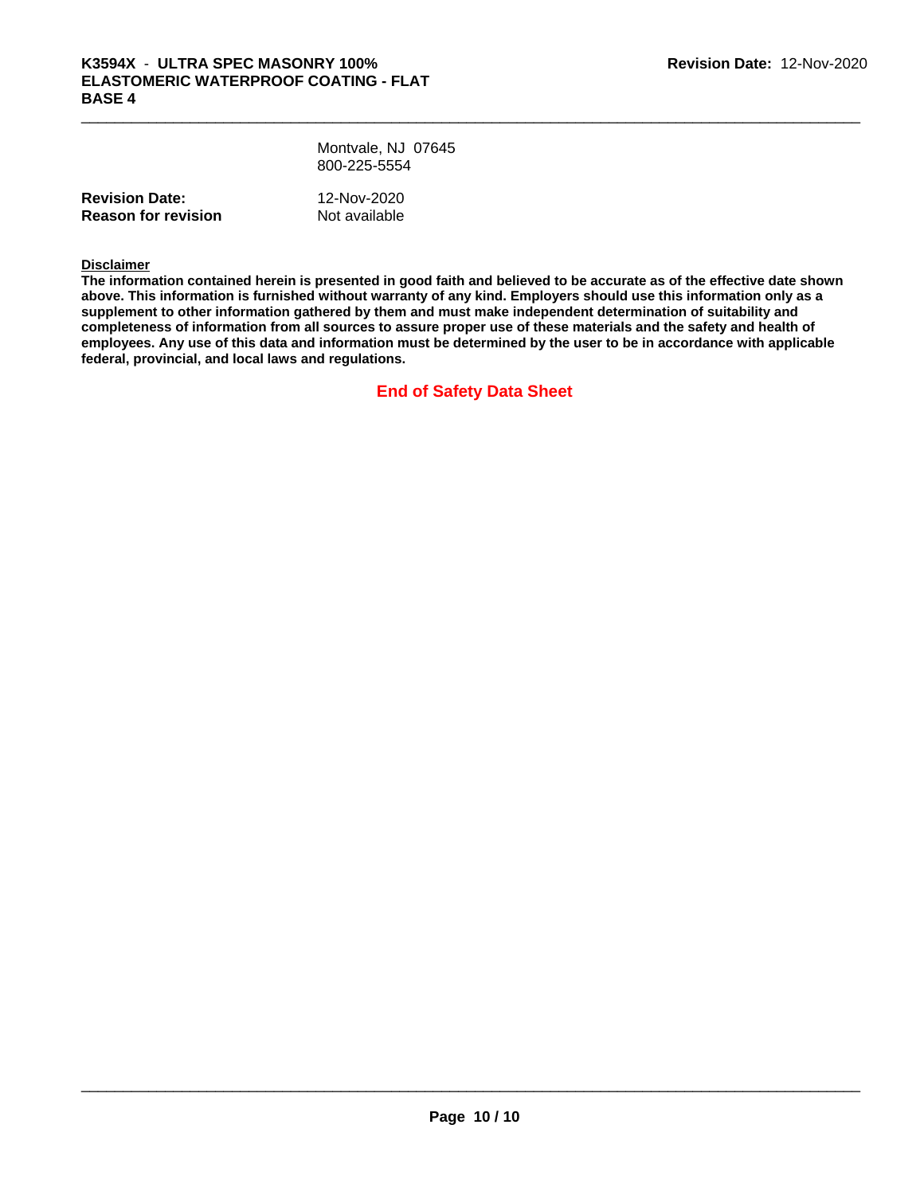Montvale, NJ 07645
800-225-5554

| | |
|---|---|
| **Revision Date:** | 12-Nov-2020 |
| **Reason for revision** | Not available |

**Disclaimer**

**The information contained herein is presented in good faith and believed to be accurate as of the effective date shown above. This information is furnished without warranty of any kind. Employers should use this information only as a supplement to other information gathered by them and must make independent determination of suitability and completeness of information from all sources to assure proper use of these materials and the safety and health of employees. Any use of this data and information must be determined by the user to be in accordance with applicable federal, provincial, and local laws and regulations.**

**End of Safety Data Sheet**